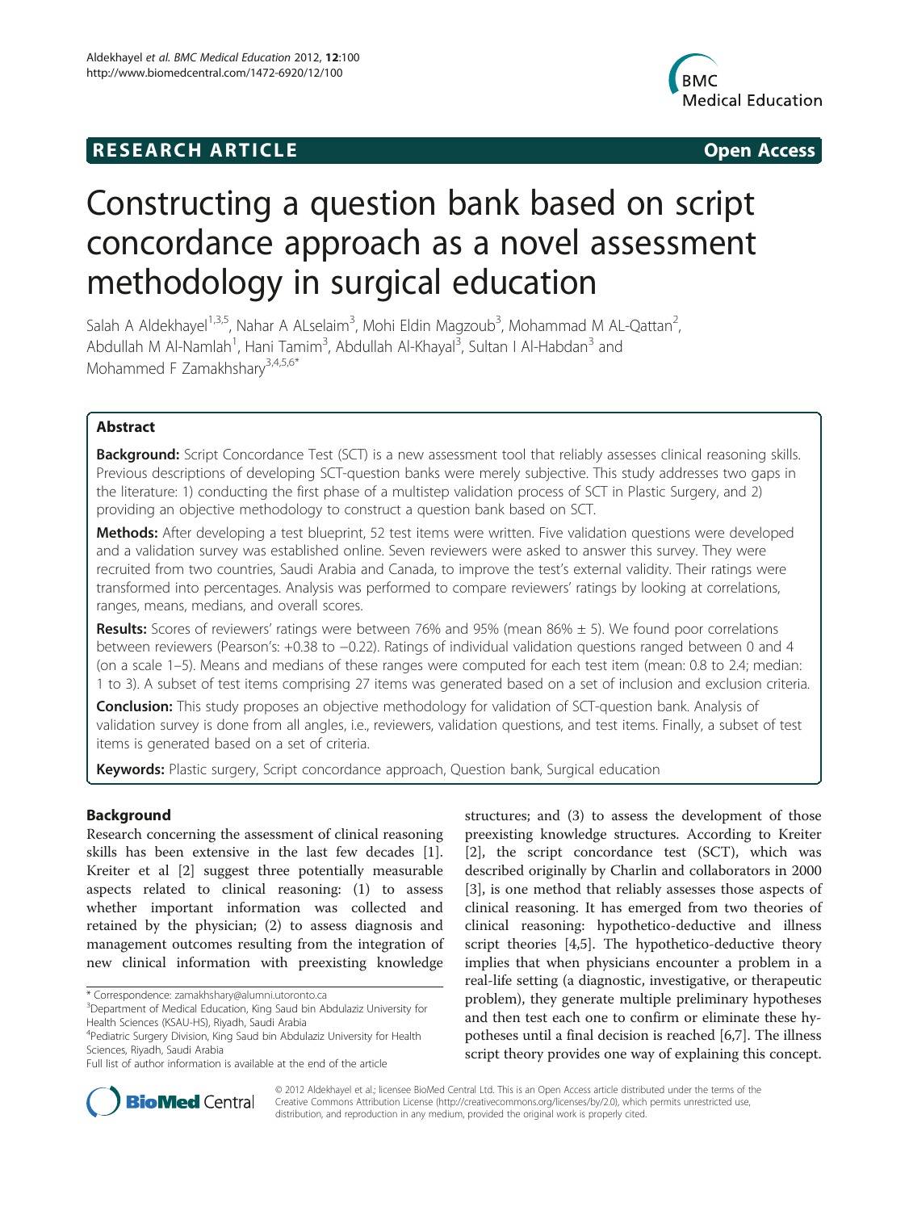**RESEARCH ARTICLE** **Open Access**

# Constructing a question bank based on script concordance approach as a novel assessment methodology in surgical education

Salah A Aldekhayel[1,3,5], Nahar A ALselaim[3], Mohi Eldin Magzoub[3], Mohammad M AL-Qattan[2], Abdullah M Al-Namlah[1], Hani Tamim[3], Abdullah Al-Khayal[3], Sultan I Al-Habdan[3] and Mohammed F Zamakhshary[3,4,5,6*]

## Abstract

**Background:** Script Concordance Test (SCT) is a new assessment tool that reliably assesses clinical reasoning skills. Previous descriptions of developing SCT-question banks were merely subjective. This study addresses two gaps in the literature: 1) conducting the first phase of a multistep validation process of SCT in Plastic Surgery, and 2) providing an objective methodology to construct a question bank based on SCT.

**Methods:** After developing a test blueprint, 52 test items were written. Five validation questions were developed and a validation survey was established online. Seven reviewers were asked to answer this survey. They were recruited from two countries, Saudi Arabia and Canada, to improve the test's external validity. Their ratings were transformed into percentages. Analysis was performed to compare reviewers' ratings by looking at correlations, ranges, means, medians, and overall scores.

**Results:** Scores of reviewers' ratings were between 76% and 95% (mean 86% ± 5). We found poor correlations between reviewers (Pearson's: +0.38 to −0.22). Ratings of individual validation questions ranged between 0 and 4 (on a scale 1–5). Means and medians of these ranges were computed for each test item (mean: 0.8 to 2.4; median: 1 to 3). A subset of test items comprising 27 items was generated based on a set of inclusion and exclusion criteria.

**Conclusion:** This study proposes an objective methodology for validation of SCT-question bank. Analysis of validation survey is done from all angles, i.e., reviewers, validation questions, and test items. Finally, a subset of test items is generated based on a set of criteria.

**Keywords:** Plastic surgery, Script concordance approach, Question bank, Surgical education

## Background

Research concerning the assessment of clinical reasoning skills has been extensive in the last few decades [1]. Kreiter et al [2] suggest three potentially measurable aspects related to clinical reasoning: (1) to assess whether important information was collected and retained by the physician; (2) to assess diagnosis and management outcomes resulting from the integration of new clinical information with preexisting knowledge structures; and (3) to assess the development of those preexisting knowledge structures. According to Kreiter [2], the script concordance test (SCT), which was described originally by Charlin and collaborators in 2000 [3], is one method that reliably assesses those aspects of clinical reasoning. It has emerged from two theories of clinical reasoning: hypothetico-deductive and illness script theories [4,5]. The hypothetico-deductive theory implies that when physicians encounter a problem in a real-life setting (a diagnostic, investigative, or therapeutic problem), they generate multiple preliminary hypotheses and then test each one to confirm or eliminate these hypotheses until a final decision is reached [6,7]. The illness script theory provides one way of explaining this concept.

\* Correspondence: zamakhshary@alumni.utoronto.ca
[3]Department of Medical Education, King Saud bin Abdulaziz University for Health Sciences (KSAU-HS), Riyadh, Saudi Arabia
[4]Pediatric Surgery Division, King Saud bin Abdulaziz University for Health Sciences, Riyadh, Saudi Arabia
Full list of author information is available at the end of the article

© 2012 Aldekhayel et al.; licensee BioMed Central Ltd. This is an Open Access article distributed under the terms of the Creative Commons Attribution License (http://creativecommons.org/licenses/by/2.0), which permits unrestricted use, distribution, and reproduction in any medium, provided the original work is properly cited.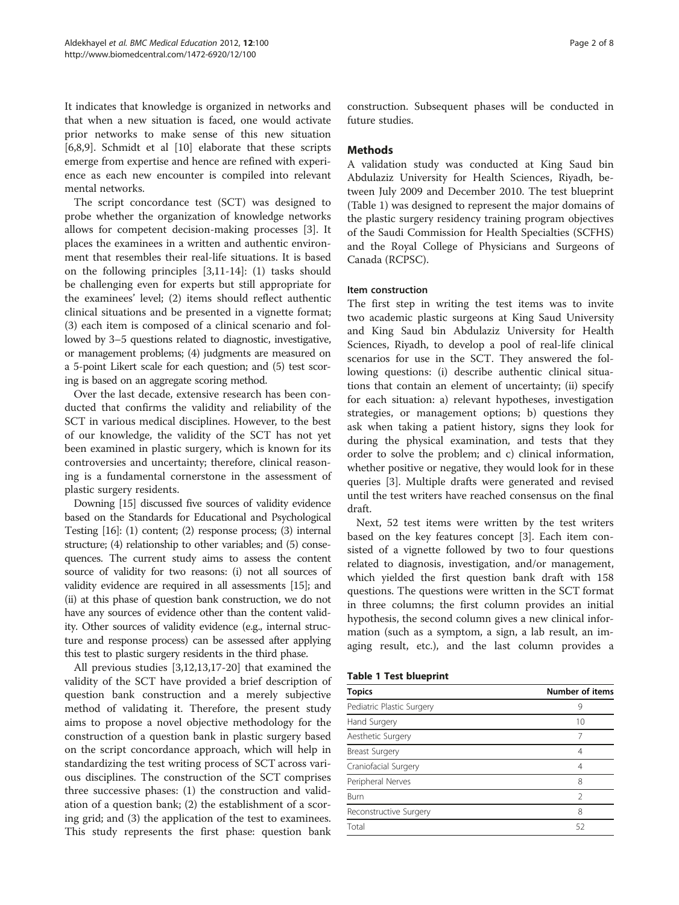It indicates that knowledge is organized in networks and that when a new situation is faced, one would activate prior networks to make sense of this new situation [6,8,9]. Schmidt et al [10] elaborate that these scripts emerge from expertise and hence are refined with experience as each new encounter is compiled into relevant mental networks.

The script concordance test (SCT) was designed to probe whether the organization of knowledge networks allows for competent decision-making processes [3]. It places the examinees in a written and authentic environment that resembles their real-life situations. It is based on the following principles [3,11-14]: (1) tasks should be challenging even for experts but still appropriate for the examinees' level; (2) items should reflect authentic clinical situations and be presented in a vignette format; (3) each item is composed of a clinical scenario and followed by 3–5 questions related to diagnostic, investigative, or management problems; (4) judgments are measured on a 5-point Likert scale for each question; and (5) test scoring is based on an aggregate scoring method.

Over the last decade, extensive research has been conducted that confirms the validity and reliability of the SCT in various medical disciplines. However, to the best of our knowledge, the validity of the SCT has not yet been examined in plastic surgery, which is known for its controversies and uncertainty; therefore, clinical reasoning is a fundamental cornerstone in the assessment of plastic surgery residents.

Downing [15] discussed five sources of validity evidence based on the Standards for Educational and Psychological Testing [16]: (1) content; (2) response process; (3) internal structure; (4) relationship to other variables; and (5) consequences. The current study aims to assess the content source of validity for two reasons: (i) not all sources of validity evidence are required in all assessments [15]; and (ii) at this phase of question bank construction, we do not have any sources of evidence other than the content validity. Other sources of validity evidence (e.g., internal structure and response process) can be assessed after applying this test to plastic surgery residents in the third phase.

All previous studies [3,12,13,17-20] that examined the validity of the SCT have provided a brief description of question bank construction and a merely subjective method of validating it. Therefore, the present study aims to propose a novel objective methodology for the construction of a question bank in plastic surgery based on the script concordance approach, which will help in standardizing the test writing process of SCT across various disciplines. The construction of the SCT comprises three successive phases: (1) the construction and validation of a question bank; (2) the establishment of a scoring grid; and (3) the application of the test to examinees. This study represents the first phase: question bank construction. Subsequent phases will be conducted in future studies.

## Methods

A validation study was conducted at King Saud bin Abdulaziz University for Health Sciences, Riyadh, between July 2009 and December 2010. The test blueprint (Table 1) was designed to represent the major domains of the plastic surgery residency training program objectives of the Saudi Commission for Health Specialties (SCFHS) and the Royal College of Physicians and Surgeons of Canada (RCPSC).

### Item construction

The first step in writing the test items was to invite two academic plastic surgeons at King Saud University and King Saud bin Abdulaziz University for Health Sciences, Riyadh, to develop a pool of real-life clinical scenarios for use in the SCT. They answered the following questions: (i) describe authentic clinical situations that contain an element of uncertainty; (ii) specify for each situation: a) relevant hypotheses, investigation strategies, or management options; b) questions they ask when taking a patient history, signs they look for during the physical examination, and tests that they order to solve the problem; and c) clinical information, whether positive or negative, they would look for in these queries [3]. Multiple drafts were generated and revised until the test writers have reached consensus on the final draft.

Next, 52 test items were written by the test writers based on the key features concept [3]. Each item consisted of a vignette followed by two to four questions related to diagnosis, investigation, and/or management, which yielded the first question bank draft with 158 questions. The questions were written in the SCT format in three columns; the first column provides an initial hypothesis, the second column gives a new clinical information (such as a symptom, a sign, a lab result, an imaging result, etc.), and the last column provides a

**Table 1 Test blueprint**

| Topics | Number of items |
|---|---|
| Pediatric Plastic Surgery | 9 |
| Hand Surgery | 10 |
| Aesthetic Surgery | 7 |
| Breast Surgery | 4 |
| Craniofacial Surgery | 4 |
| Peripheral Nerves | 8 |
| Burn | 2 |
| Reconstructive Surgery | 8 |
| Total | 52 |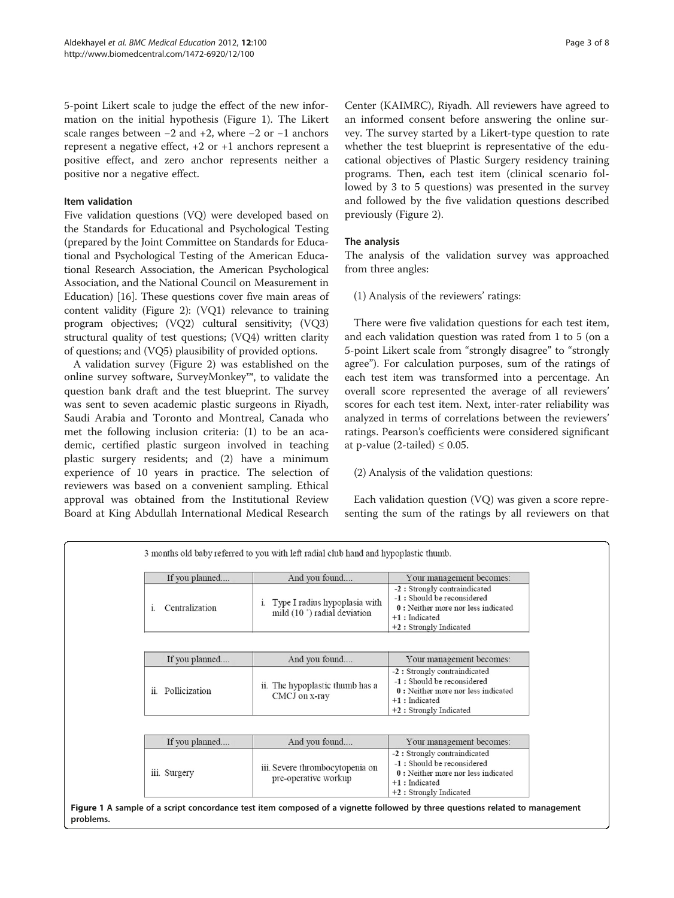5-point Likert scale to judge the effect of the new information on the initial hypothesis (Figure 1). The Likert scale ranges between −2 and +2, where −2 or −1 anchors represent a negative effect, +2 or +1 anchors represent a positive effect, and zero anchor represents neither a positive nor a negative effect.

### Item validation

Five validation questions (VQ) were developed based on the Standards for Educational and Psychological Testing (prepared by the Joint Committee on Standards for Educational and Psychological Testing of the American Educational Research Association, the American Psychological Association, and the National Council on Measurement in Education) [16]. These questions cover five main areas of content validity (Figure 2): (VQ1) relevance to training program objectives; (VQ2) cultural sensitivity; (VQ3) structural quality of test questions; (VQ4) written clarity of questions; and (VQ5) plausibility of provided options.

A validation survey (Figure 2) was established on the online survey software, SurveyMonkey™, to validate the question bank draft and the test blueprint. The survey was sent to seven academic plastic surgeons in Riyadh, Saudi Arabia and Toronto and Montreal, Canada who met the following inclusion criteria: (1) to be an academic, certified plastic surgeon involved in teaching plastic surgery residents; and (2) have a minimum experience of 10 years in practice. The selection of reviewers was based on a convenient sampling. Ethical approval was obtained from the Institutional Review Board at King Abdullah International Medical Research Center (KAIMRC), Riyadh. All reviewers have agreed to an informed consent before answering the online survey. The survey started by a Likert-type question to rate whether the test blueprint is representative of the educational objectives of Plastic Surgery residency training programs. Then, each test item (clinical scenario followed by 3 to 5 questions) was presented in the survey and followed by the five validation questions described previously (Figure 2).

### The analysis

The analysis of the validation survey was approached from three angles:

(1) Analysis of the reviewers' ratings:

There were five validation questions for each test item, and each validation question was rated from 1 to 5 (on a 5-point Likert scale from "strongly disagree" to "strongly agree"). For calculation purposes, sum of the ratings of each test item was transformed into a percentage. An overall score represented the average of all reviewers' scores for each test item. Next, inter-rater reliability was analyzed in terms of correlations between the reviewers' ratings. Pearson's coefficients were considered significant at p-value (2-tailed) ≤ 0.05.

(2) Analysis of the validation questions:

Each validation question (VQ) was given a score representing the sum of the ratings by all reviewers on that

3 months old baby referred to you with left radial club hand and hypoplastic thumb.

| If you planned.... | And you found.... | Your management becomes: |
|---|---|---|
| i. Centralization | i. Type I radius hypoplasia with mild (10 °) radial deviation | -2 : Strongly contraindicated<br>-1 : Should be reconsidered<br>0 : Neither more nor less indicated<br>+1 : Indicated<br>+2 : Strongly Indicated |

| If you planned.... | And you found.... | Your management becomes: |
|---|---|---|
| ii. Pollicization | ii. The hypoplastic thumb has a CMCJ on x-ray | -2 : Strongly contraindicated<br>-1 : Should be reconsidered<br>0 : Neither more nor less indicated<br>+1 : Indicated<br>+2 : Strongly Indicated |

| If you planned.... | And you found.... | Your management becomes: |
|---|---|---|
| iii. Surgery | iii. Severe thrombocytopenia on pre-operative workup | -2 : Strongly contraindicated<br>-1 : Should be reconsidered<br>0 : Neither more nor less indicated<br>+1 : Indicated<br>+2 : Strongly Indicated |

**Figure 1 A sample of a script concordance test item composed of a vignette followed by three questions related to management problems.**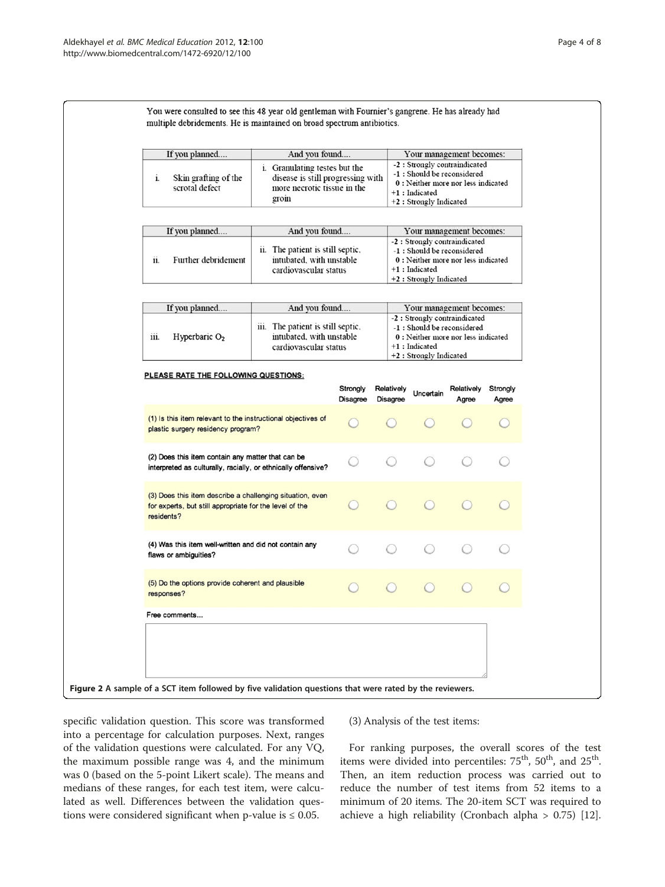You were consulted to see this 48 year old gentleman with Fournier's gangrene. He has already had multiple debridements. He is maintained on broad spectrum antibiotics.

| If you planned.... | And you found.... | Your management becomes: |
|---|---|---|
| i. Skin grafting of the scrotal defect | i. Granulating testes but the disease is still progressing with more necrotic tissue in the groin | -2 : Strongly contraindicated<br>-1 : Should be reconsidered<br>0 : Neither more nor less indicated<br>+1 : Indicated<br>+2 : Strongly Indicated |

| If you planned.... | And you found.... | Your management becomes: |
|---|---|---|
| ii. Further debridement | ii. The patient is still septic, intubated, with unstable cardiovascular status | -2 : Strongly contraindicated<br>-1 : Should be reconsidered<br>0 : Neither more nor less indicated<br>+1 : Indicated<br>+2 : Strongly Indicated |

| If you planned.... | And you found.... | Your management becomes: |
|---|---|---|
| iii. Hyperbaric $O_2$ | iii. The patient is still septic, intubated, with unstable cardiovascular status | -2 : Strongly contraindicated<br>-1 : Should be reconsidered<br>0 : Neither more nor less indicated<br>+1 : Indicated<br>+2 : Strongly Indicated |

**PLEASE RATE THE FOLLOWING QUESTIONS:**

| | Strongly Disagree | Relatively Disagree | Uncertain | Relatively Agree | Strongly Agree |
|---|---|---|---|---|---|
| (1) Is this item relevant to the instructional objectives of plastic surgery residency program? | ○ | ○ | ○ | ○ | ○ |
| (2) Does this item contain any matter that can be interpreted as culturally, racially, or ethnically offensive? | ○ | ○ | ○ | ○ | ○ |
| (3) Does this item describe a challenging situation, even for experts, but still appropriate for the level of the residents? | ○ | ○ | ○ | ○ | ○ |
| (4) Was this item well-written and did not contain any flaws or ambiguities? | ○ | ○ | ○ | ○ | ○ |
| (5) Do the options provide coherent and plausible responses? | ○ | ○ | ○ | ○ | ○ |

Free comments...

**Figure 2** A sample of a SCT item followed by five validation questions that were rated by the reviewers.

specific validation question. This score was transformed into a percentage for calculation purposes. Next, ranges of the validation questions were calculated. For any VQ, the maximum possible range was 4, and the minimum was 0 (based on the 5-point Likert scale). The means and medians of these ranges, for each test item, were calculated as well. Differences between the validation questions were considered significant when p-value is $\leq 0.05$.

(3) Analysis of the test items:

For ranking purposes, the overall scores of the test items were divided into percentiles: 75th, 50th, and 25th. Then, an item reduction process was carried out to reduce the number of test items from 52 items to a minimum of 20 items. The 20-item SCT was required to achieve a high reliability (Cronbach alpha $> 0.75$) [12].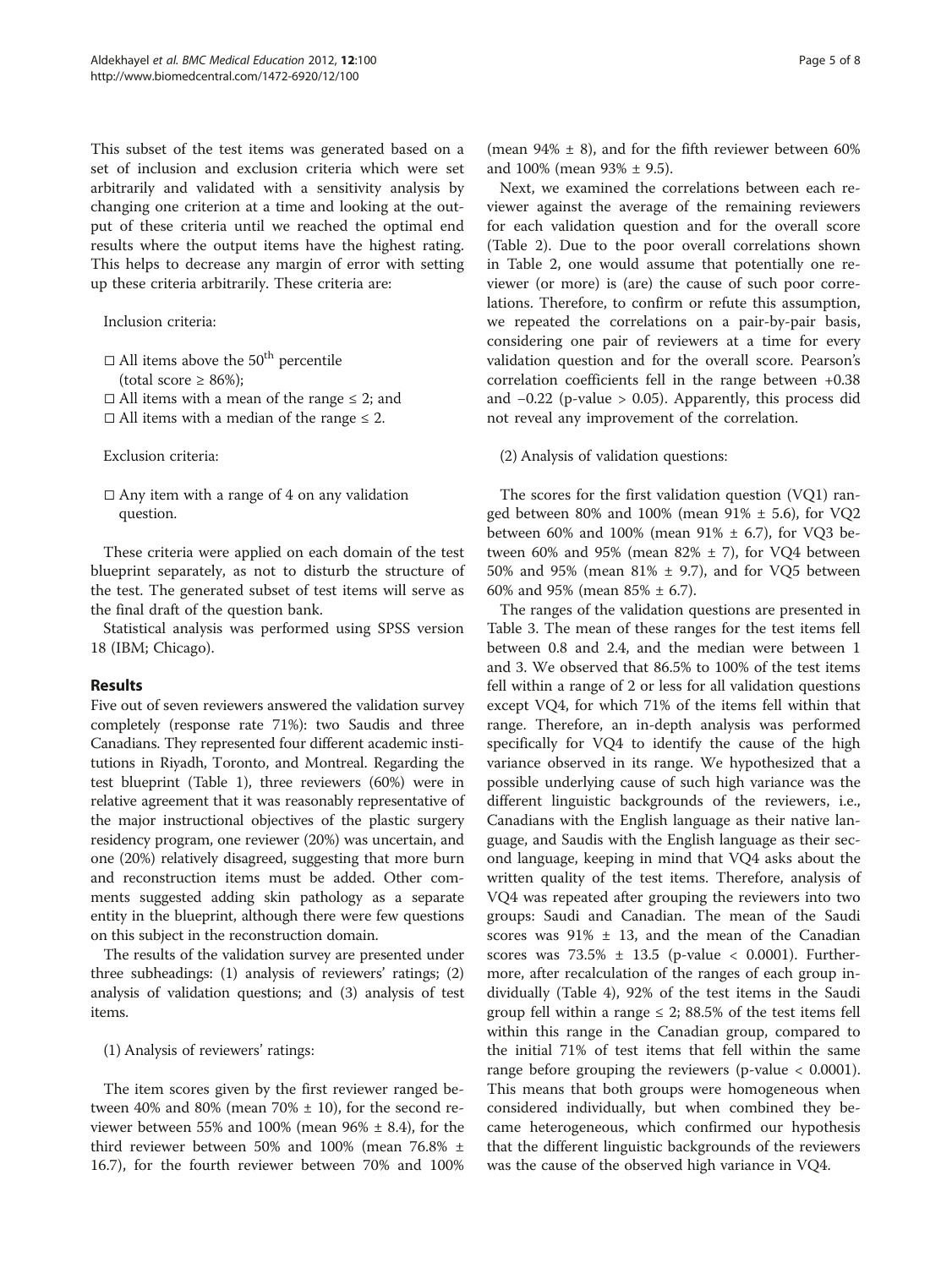This subset of the test items was generated based on a set of inclusion and exclusion criteria which were set arbitrarily and validated with a sensitivity analysis by changing one criterion at a time and looking at the output of these criteria until we reached the optimal end results where the output items have the highest rating. This helps to decrease any margin of error with setting up these criteria arbitrarily. These criteria are:

Inclusion criteria:

- □ All items above the 50th percentile (total score ≥ 86%);
- □ All items with a mean of the range ≤ 2; and
- □ All items with a median of the range ≤ 2.

Exclusion criteria:

- □ Any item with a range of 4 on any validation question.

These criteria were applied on each domain of the test blueprint separately, as not to disturb the structure of the test. The generated subset of test items will serve as the final draft of the question bank.

Statistical analysis was performed using SPSS version 18 (IBM; Chicago).

## Results

Five out of seven reviewers answered the validation survey completely (response rate 71%): two Saudis and three Canadians. They represented four different academic institutions in Riyadh, Toronto, and Montreal. Regarding the test blueprint (Table 1), three reviewers (60%) were in relative agreement that it was reasonably representative of the major instructional objectives of the plastic surgery residency program, one reviewer (20%) was uncertain, and one (20%) relatively disagreed, suggesting that more burn and reconstruction items must be added. Other comments suggested adding skin pathology as a separate entity in the blueprint, although there were few questions on this subject in the reconstruction domain.

The results of the validation survey are presented under three subheadings: (1) analysis of reviewers' ratings; (2) analysis of validation questions; and (3) analysis of test items.

(1) Analysis of reviewers' ratings:

The item scores given by the first reviewer ranged between 40% and 80% (mean 70% ± 10), for the second reviewer between 55% and 100% (mean 96% ± 8.4), for the third reviewer between 50% and 100% (mean 76.8% ± 16.7), for the fourth reviewer between 70% and 100% (mean 94% ± 8), and for the fifth reviewer between 60% and 100% (mean 93% ± 9.5).

Next, we examined the correlations between each reviewer against the average of the remaining reviewers for each validation question and for the overall score (Table 2). Due to the poor overall correlations shown in Table 2, one would assume that potentially one reviewer (or more) is (are) the cause of such poor correlations. Therefore, to confirm or refute this assumption, we repeated the correlations on a pair-by-pair basis, considering one pair of reviewers at a time for every validation question and for the overall score. Pearson's correlation coefficients fell in the range between +0.38 and −0.22 ($p$-value > 0.05). Apparently, this process did not reveal any improvement of the correlation.

(2) Analysis of validation questions:

The scores for the first validation question (VQ1) ranged between 80% and 100% (mean 91% ± 5.6), for VQ2 between 60% and 100% (mean 91% ± 6.7), for VQ3 between 60% and 95% (mean 82% ± 7), for VQ4 between 50% and 95% (mean 81% ± 9.7), and for VQ5 between 60% and 95% (mean 85% ± 6.7).

The ranges of the validation questions are presented in Table 3. The mean of these ranges for the test items fell between 0.8 and 2.4, and the median were between 1 and 3. We observed that 86.5% to 100% of the test items fell within a range of 2 or less for all validation questions except VQ4, for which 71% of the items fell within that range. Therefore, an in-depth analysis was performed specifically for VQ4 to identify the cause of the high variance observed in its range. We hypothesized that a possible underlying cause of such high variance was the different linguistic backgrounds of the reviewers, i.e., Canadians with the English language as their native language, and Saudis with the English language as their second language, keeping in mind that VQ4 asks about the written quality of the test items. Therefore, analysis of VQ4 was repeated after grouping the reviewers into two groups: Saudi and Canadian. The mean of the Saudi scores was 91% ± 13, and the mean of the Canadian scores was 73.5% ± 13.5 ($p$-value < 0.0001). Furthermore, after recalculation of the ranges of each group individually (Table 4), 92% of the test items in the Saudi group fell within a range ≤ 2; 88.5% of the test items fell within this range in the Canadian group, compared to the initial 71% of test items that fell within the same range before grouping the reviewers ($p$-value < 0.0001). This means that both groups were homogeneous when considered individually, but when combined they became heterogeneous, which confirmed our hypothesis that the different linguistic backgrounds of the reviewers was the cause of the observed high variance in VQ4.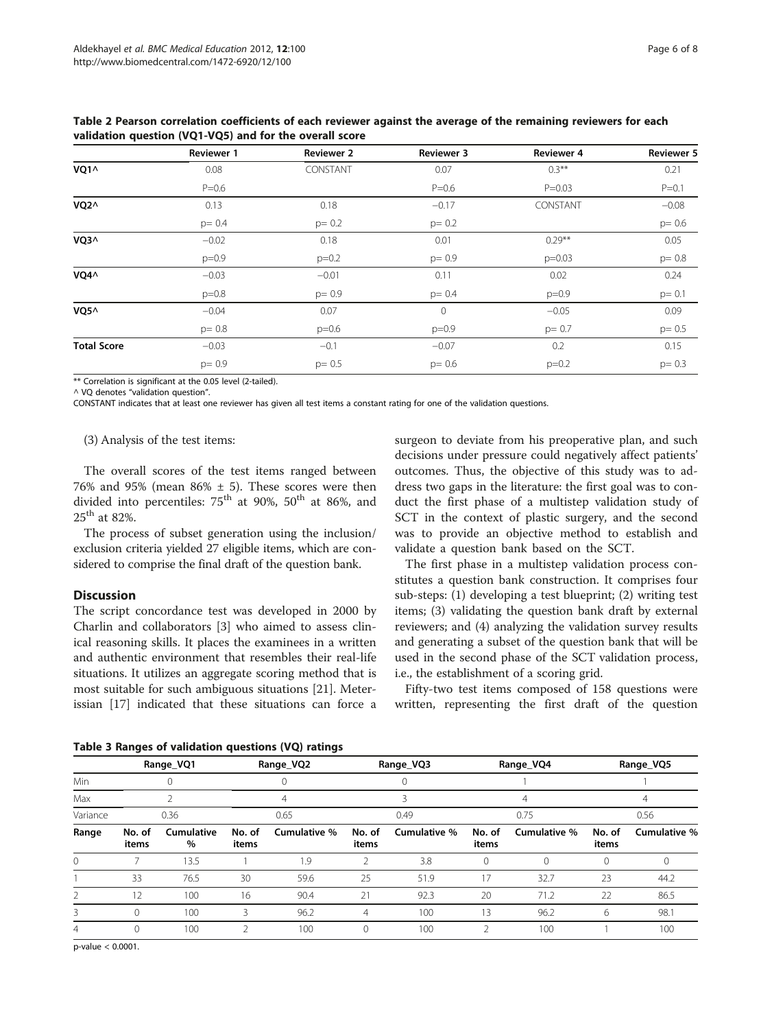**Table 2 Pearson correlation coefficients of each reviewer against the average of the remaining reviewers for each validation question (VQ1-VQ5) and for the overall score**

| | Reviewer 1 | Reviewer 2 | Reviewer 3 | Reviewer 4 | Reviewer 5 |
|---|---|---|---|---|---|
| **VQ1^** | 0.08 | CONSTANT | 0.07 | 0.3** | 0.21 |
| | P=0.6 | | P=0.6 | P=0.03 | P=0.1 |
| **VQ2^** | 0.13 | 0.18 | −0.17 | CONSTANT | −0.08 |
| | p= 0.4 | p= 0.2 | p= 0.2 | | p= 0.6 |
| **VQ3^** | −0.02 | 0.18 | 0.01 | 0.29** | 0.05 |
| | p=0.9 | p=0.2 | p= 0.9 | p=0.03 | p= 0.8 |
| **VQ4^** | −0.03 | −0.01 | 0.11 | 0.02 | 0.24 |
| | p=0.8 | p= 0.9 | p= 0.4 | p=0.9 | p= 0.1 |
| **VQ5^** | −0.04 | 0.07 | 0 | −0.05 | 0.09 |
| | p= 0.8 | p=0.6 | p=0.9 | p= 0.7 | p= 0.5 |
| **Total Score** | −0.03 | −0.1 | −0.07 | 0.2 | 0.15 |
| | p= 0.9 | p= 0.5 | p= 0.6 | p=0.2 | p= 0.3 |

** Correlation is significant at the 0.05 level (2-tailed).

^ VQ denotes "validation question".

CONSTANT indicates that at least one reviewer has given all test items a constant rating for one of the validation questions.

(3) Analysis of the test items:

The overall scores of the test items ranged between 76% and 95% (mean 86% ± 5). These scores were then divided into percentiles: $75^{th}$ at 90%, $50^{th}$ at 86%, and $25^{th}$ at 82%.

The process of subset generation using the inclusion/exclusion criteria yielded 27 eligible items, which are considered to comprise the final draft of the question bank.

## Discussion

The script concordance test was developed in 2000 by Charlin and collaborators [3] who aimed to assess clinical reasoning skills. It places the examinees in a written and authentic environment that resembles their real-life situations. It utilizes an aggregate scoring method that is most suitable for such ambiguous situations [21]. Meterissian [17] indicated that these situations can force a surgeon to deviate from his preoperative plan, and such decisions under pressure could negatively affect patients' outcomes. Thus, the objective of this study was to address two gaps in the literature: the first goal was to conduct the first phase of a multistep validation study of SCT in the context of plastic surgery, and the second was to provide an objective method to establish and validate a question bank based on the SCT.

The first phase in a multistep validation process constitutes a question bank construction. It comprises four sub-steps: (1) developing a test blueprint; (2) writing test items; (3) validating the question bank draft by external reviewers; and (4) analyzing the validation survey results and generating a subset of the question bank that will be used in the second phase of the SCT validation process, i.e., the establishment of a scoring grid.

Fifty-two test items composed of 158 questions were written, representing the first draft of the question

**Table 3 Ranges of validation questions (VQ) ratings**

| | Range_VQ1 | | Range_VQ2 | | Range_VQ3 | | Range_VQ4 | | Range_VQ5 | |
|---|---|---|---|---|---|---|---|---|---|---|
| Min | 0 | | 0 | | 0 | | 1 | | 1 | |
| Max | 2 | | 4 | | 3 | | 4 | | 4 | |
| Variance | 0.36 | | 0.65 | | 0.49 | | 0.75 | | 0.56 | |
| **Range** | **No. of items** | **Cumulative %** | **No. of items** | **Cumulative %** | **No. of items** | **Cumulative %** | **No. of items** | **Cumulative %** | **No. of items** | **Cumulative %** |
| 0 | 7 | 13.5 | 1 | 1.9 | 2 | 3.8 | 0 | 0 | 0 | 0 |
| 1 | 33 | 76.5 | 30 | 59.6 | 25 | 51.9 | 17 | 32.7 | 23 | 44.2 |
| 2 | 12 | 100 | 16 | 90.4 | 21 | 92.3 | 20 | 71.2 | 22 | 86.5 |
| 3 | 0 | 100 | 3 | 96.2 | 4 | 100 | 13 | 96.2 | 6 | 98.1 |
| 4 | 0 | 100 | 2 | 100 | 0 | 100 | 2 | 100 | 1 | 100 |

p-value < 0.0001.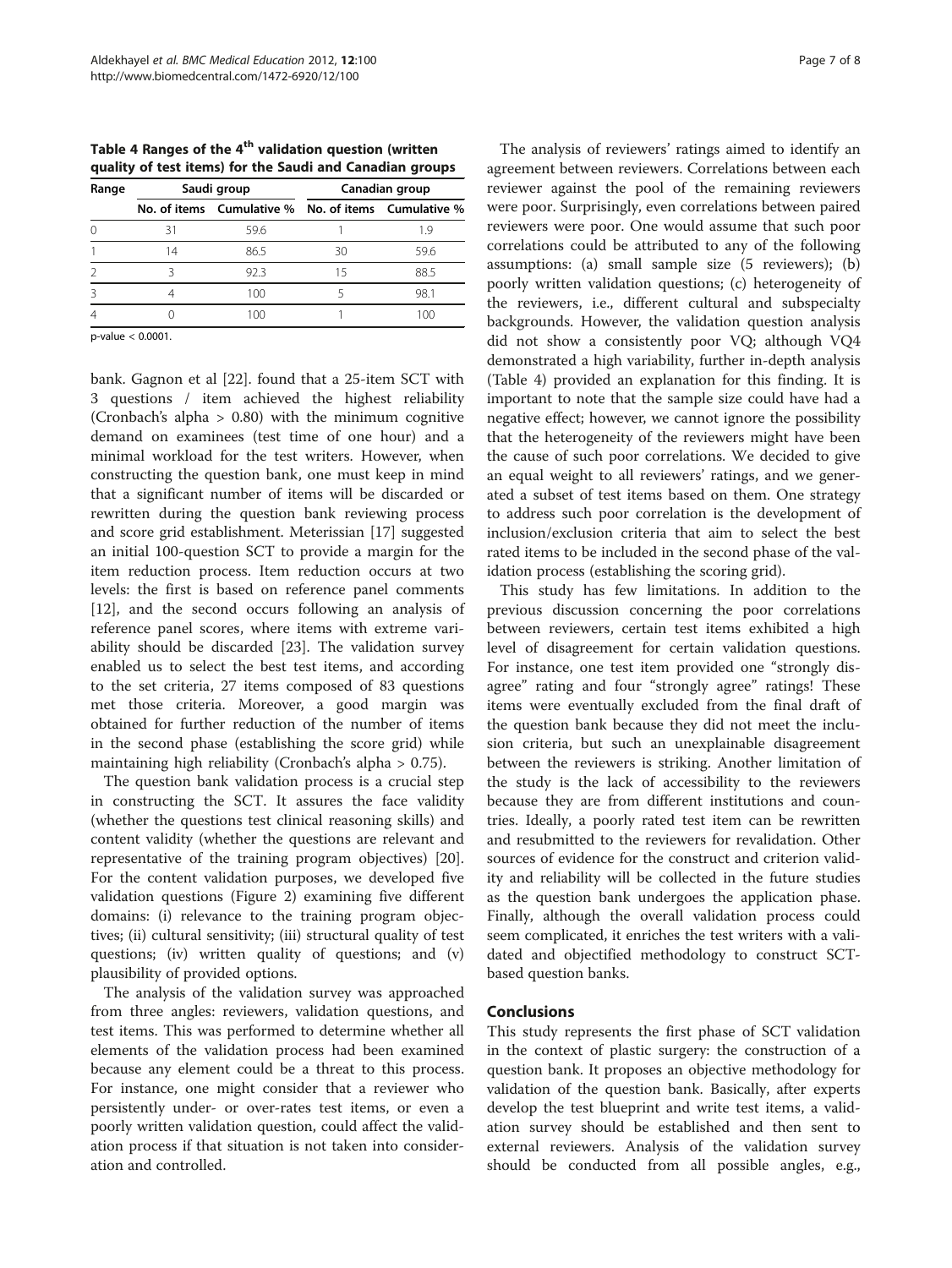**Table 4 Ranges of the 4th validation question (written quality of test items) for the Saudi and Canadian groups**

| Range | Saudi group | | Canadian group | |
|---|---|---|---|---|
| | No. of items | Cumulative % | No. of items | Cumulative % |
| 0 | 31 | 59.6 | 1 | 1.9 |
| 1 | 14 | 86.5 | 30 | 59.6 |
| 2 | 3 | 92.3 | 15 | 88.5 |
| 3 | 4 | 100 | 5 | 98.1 |
| 4 | 0 | 100 | 1 | 100 |

p-value < 0.0001.

bank. Gagnon et al [22]. found that a 25-item SCT with 3 questions / item achieved the highest reliability (Cronbach's alpha > 0.80) with the minimum cognitive demand on examinees (test time of one hour) and a minimal workload for the test writers. However, when constructing the question bank, one must keep in mind that a significant number of items will be discarded or rewritten during the question bank reviewing process and score grid establishment. Meterissian [17] suggested an initial 100-question SCT to provide a margin for the item reduction process. Item reduction occurs at two levels: the first is based on reference panel comments [12], and the second occurs following an analysis of reference panel scores, where items with extreme variability should be discarded [23]. The validation survey enabled us to select the best test items, and according to the set criteria, 27 items composed of 83 questions met those criteria. Moreover, a good margin was obtained for further reduction of the number of items in the second phase (establishing the score grid) while maintaining high reliability (Cronbach's alpha > 0.75).

The question bank validation process is a crucial step in constructing the SCT. It assures the face validity (whether the questions test clinical reasoning skills) and content validity (whether the questions are relevant and representative of the training program objectives) [20]. For the content validation purposes, we developed five validation questions (Figure 2) examining five different domains: (i) relevance to the training program objectives; (ii) cultural sensitivity; (iii) structural quality of test questions; (iv) written quality of questions; and (v) plausibility of provided options.

The analysis of the validation survey was approached from three angles: reviewers, validation questions, and test items. This was performed to determine whether all elements of the validation process had been examined because any element could be a threat to this process. For instance, one might consider that a reviewer who persistently under- or over-rates test items, or even a poorly written validation question, could affect the validation process if that situation is not taken into consideration and controlled.

The analysis of reviewers' ratings aimed to identify an agreement between reviewers. Correlations between each reviewer against the pool of the remaining reviewers were poor. Surprisingly, even correlations between paired reviewers were poor. One would assume that such poor correlations could be attributed to any of the following assumptions: (a) small sample size (5 reviewers); (b) poorly written validation questions; (c) heterogeneity of the reviewers, i.e., different cultural and subspecialty backgrounds. However, the validation question analysis did not show a consistently poor VQ; although VQ4 demonstrated a high variability, further in-depth analysis (Table 4) provided an explanation for this finding. It is important to note that the sample size could have had a negative effect; however, we cannot ignore the possibility that the heterogeneity of the reviewers might have been the cause of such poor correlations. We decided to give an equal weight to all reviewers' ratings, and we generated a subset of test items based on them. One strategy to address such poor correlation is the development of inclusion/exclusion criteria that aim to select the best rated items to be included in the second phase of the validation process (establishing the scoring grid).

This study has few limitations. In addition to the previous discussion concerning the poor correlations between reviewers, certain test items exhibited a high level of disagreement for certain validation questions. For instance, one test item provided one "strongly disagree" rating and four "strongly agree" ratings! These items were eventually excluded from the final draft of the question bank because they did not meet the inclusion criteria, but such an unexplainable disagreement between the reviewers is striking. Another limitation of the study is the lack of accessibility to the reviewers because they are from different institutions and countries. Ideally, a poorly rated test item can be rewritten and resubmitted to the reviewers for revalidation. Other sources of evidence for the construct and criterion validity and reliability will be collected in the future studies as the question bank undergoes the application phase. Finally, although the overall validation process could seem complicated, it enriches the test writers with a validated and objectified methodology to construct SCT-based question banks.

## Conclusions

This study represents the first phase of SCT validation in the context of plastic surgery: the construction of a question bank. It proposes an objective methodology for validation of the question bank. Basically, after experts develop the test blueprint and write test items, a validation survey should be established and then sent to external reviewers. Analysis of the validation survey should be conducted from all possible angles, e.g.,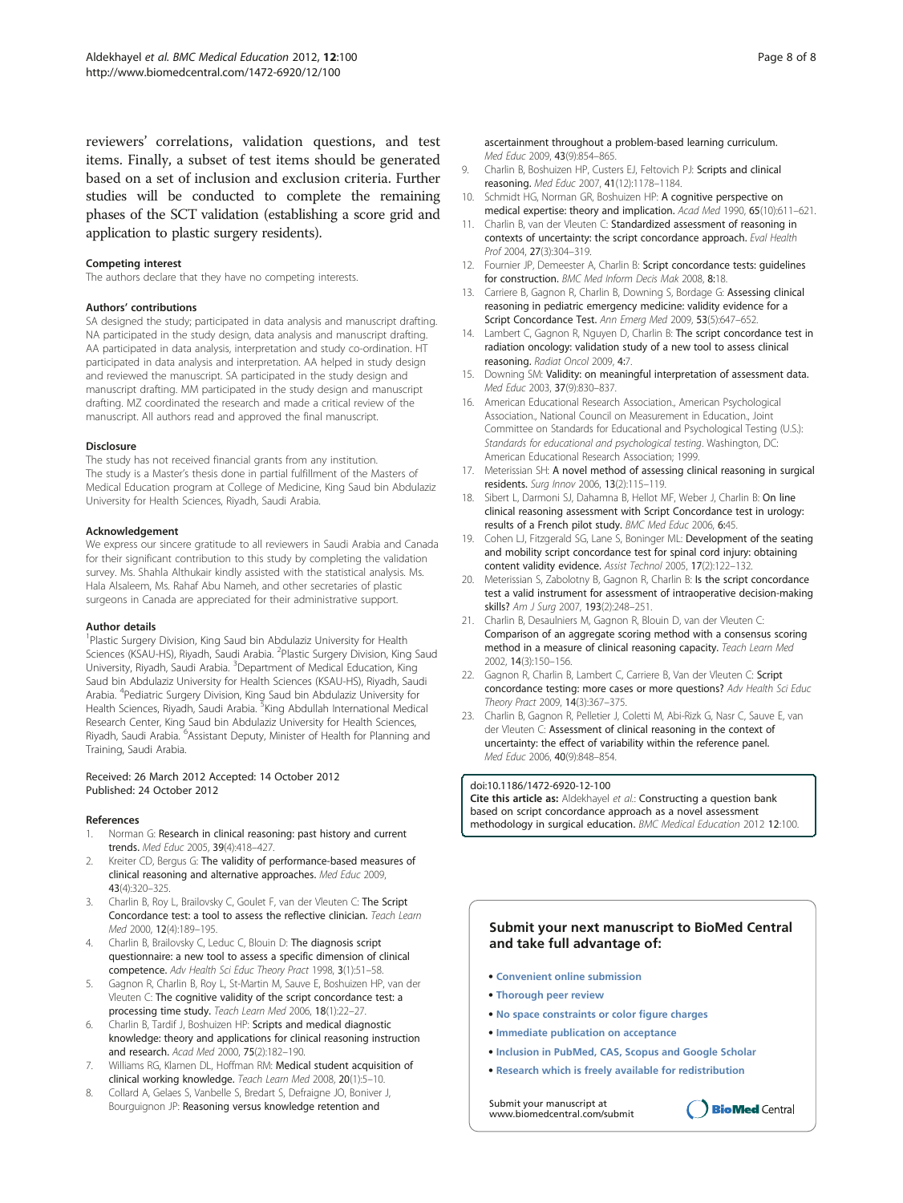reviewers' correlations, validation questions, and test items. Finally, a subset of test items should be generated based on a set of inclusion and exclusion criteria. Further studies will be conducted to complete the remaining phases of the SCT validation (establishing a score grid and application to plastic surgery residents).

#### Competing interest

The authors declare that they have no competing interests.

#### Authors' contributions

SA designed the study; participated in data analysis and manuscript drafting. NA participated in the study design, data analysis and manuscript drafting. AA participated in data analysis, interpretation and study co-ordination. HT participated in data analysis and interpretation. AA helped in study design and reviewed the manuscript. SA participated in the study design and manuscript drafting. MM participated in the study design and manuscript drafting. MZ coordinated the research and made a critical review of the manuscript. All authors read and approved the final manuscript.

#### Disclosure

The study has not received financial grants from any institution. The study is a Master's thesis done in partial fulfillment of the Masters of Medical Education program at College of Medicine, King Saud bin Abdulaziz University for Health Sciences, Riyadh, Saudi Arabia.

#### Acknowledgement

We express our sincere gratitude to all reviewers in Saudi Arabia and Canada for their significant contribution to this study by completing the validation survey. Ms. Shahla Althukair kindly assisted with the statistical analysis. Ms. Hala Alsaleem, Ms. Rahaf Abu Nameh, and other secretaries of plastic surgeons in Canada are appreciated for their administrative support.

#### Author details

[1]Plastic Surgery Division, King Saud bin Abdulaziz University for Health Sciences (KSAU-HS), Riyadh, Saudi Arabia. [2]Plastic Surgery Division, King Saud University, Riyadh, Saudi Arabia. [3]Department of Medical Education, King Saud bin Abdulaziz University for Health Sciences (KSAU-HS), Riyadh, Saudi Arabia. [4]Pediatric Surgery Division, King Saud bin Abdulaziz University for Health Sciences, Riyadh, Saudi Arabia. [5]King Abdullah International Medical Research Center, King Saud bin Abdulaziz University for Health Sciences, Riyadh, Saudi Arabia. [6]Assistant Deputy, Minister of Health for Planning and Training, Saudi Arabia.

Received: 26 March 2012 Accepted: 14 October 2012
Published: 24 October 2012

#### References

1. Norman G: **Research in clinical reasoning: past history and current trends.** *Med Educ* 2005, **39**(4):418–427.
2. Kreiter CD, Bergus G: **The validity of performance-based measures of clinical reasoning and alternative approaches.** *Med Educ* 2009, **43**(4):320–325.
3. Charlin B, Roy L, Brailovsky C, Goulet F, van der Vleuten C: **The Script Concordance test: a tool to assess the reflective clinician.** *Teach Learn Med* 2000, **12**(4):189–195.
4. Charlin B, Brailovsky C, Leduc C, Blouin D: **The diagnosis script questionnaire: a new tool to assess a specific dimension of clinical competence.** *Adv Health Sci Educ Theory Pract* 1998, **3**(1):51–58.
5. Gagnon R, Charlin B, Roy L, St-Martin M, Sauve E, Boshuizen HP, van der Vleuten C: **The cognitive validity of the script concordance test: a processing time study.** *Teach Learn Med* 2006, **18**(1):22–27.
6. Charlin B, Tardif J, Boshuizen HP: **Scripts and medical diagnostic knowledge: theory and applications for clinical reasoning instruction and research.** *Acad Med* 2000, **75**(2):182–190.
7. Williams RG, Klamen DL, Hoffman RM: **Medical student acquisition of clinical working knowledge.** *Teach Learn Med* 2008, **20**(1):5–10.
8. Collard A, Gelaes S, Vanbelle S, Bredart S, Defraigne JO, Boniver J, Bourguignon JP: **Reasoning versus knowledge retention and ascertainment throughout a problem-based learning curriculum.** *Med Educ* 2009, **43**(9):854–865.
9. Charlin B, Boshuizen HP, Custers EJ, Feltovich PJ: **Scripts and clinical reasoning.** *Med Educ* 2007, **41**(12):1178–1184.
10. Schmidt HG, Norman GR, Boshuizen HP: **A cognitive perspective on medical expertise: theory and implication.** *Acad Med* 1990, **65**(10):611–621.
11. Charlin B, van der Vleuten C: **Standardized assessment of reasoning in contexts of uncertainty: the script concordance approach.** *Eval Health Prof* 2004, **27**(3):304–319.
12. Fournier JP, Demeester A, Charlin B: **Script concordance tests: guidelines for construction.** *BMC Med Inform Decis Mak* 2008, **8**:18.
13. Carriere B, Gagnon R, Charlin B, Downing S, Bordage G: **Assessing clinical reasoning in pediatric emergency medicine: validity evidence for a Script Concordance Test.** *Ann Emerg Med* 2009, **53**(5):647–652.
14. Lambert C, Gagnon R, Nguyen D, Charlin B: **The script concordance test in radiation oncology: validation study of a new tool to assess clinical reasoning.** *Radiat Oncol* 2009, **4**:7.
15. Downing SM: **Validity: on meaningful interpretation of assessment data.** *Med Educ* 2003, **37**(9):830–837.
16. American Educational Research Association., American Psychological Association., National Council on Measurement in Education., Joint Committee on Standards for Educational and Psychological Testing (U.S.): *Standards for educational and psychological testing*. Washington, DC: American Educational Research Association; 1999.
17. Meterissian SH: **A novel method of assessing clinical reasoning in surgical residents.** *Surg Innov* 2006, **13**(2):115–119.
18. Sibert L, Darmoni SJ, Dahamna B, Hellot MF, Weber J, Charlin B: **On line clinical reasoning assessment with Script Concordance test in urology: results of a French pilot study.** *BMC Med Educ* 2006, **6**:45.
19. Cohen LJ, Fitzgerald SG, Lane S, Boninger ML: **Development of the seating and mobility script concordance test for spinal cord injury: obtaining content validity evidence.** *Assist Technol* 2005, **17**(2):122–132.
20. Meterissian S, Zabolotny B, Gagnon R, Charlin B: **Is the script concordance test a valid instrument for assessment of intraoperative decision-making skills?** *Am J Surg* 2007, **193**(2):248–251.
21. Charlin B, Desaulniers M, Gagnon R, Blouin D, van der Vleuten C: **Comparison of an aggregate scoring method with a consensus scoring method in a measure of clinical reasoning capacity.** *Teach Learn Med* 2002, **14**(3):150–156.
22. Gagnon R, Charlin B, Lambert C, Carriere B, Van der Vleuten C: **Script concordance testing: more cases or more questions?** *Adv Health Sci Educ Theory Pract* 2009, **14**(3):367–375.
23. Charlin B, Gagnon R, Pelletier J, Coletti M, Abi-Rizk G, Nasr C, Sauve E, van der Vleuten C: **Assessment of clinical reasoning in the context of uncertainty: the effect of variability within the reference panel.** *Med Educ* 2006, **40**(9):848–854.

doi:10.1186/1472-6920-12-100
**Cite this article as:** Aldekhayel *et al.*: Constructing a question bank based on script concordance approach as a novel assessment methodology in surgical education. *BMC Medical Education* 2012 **12**:100.